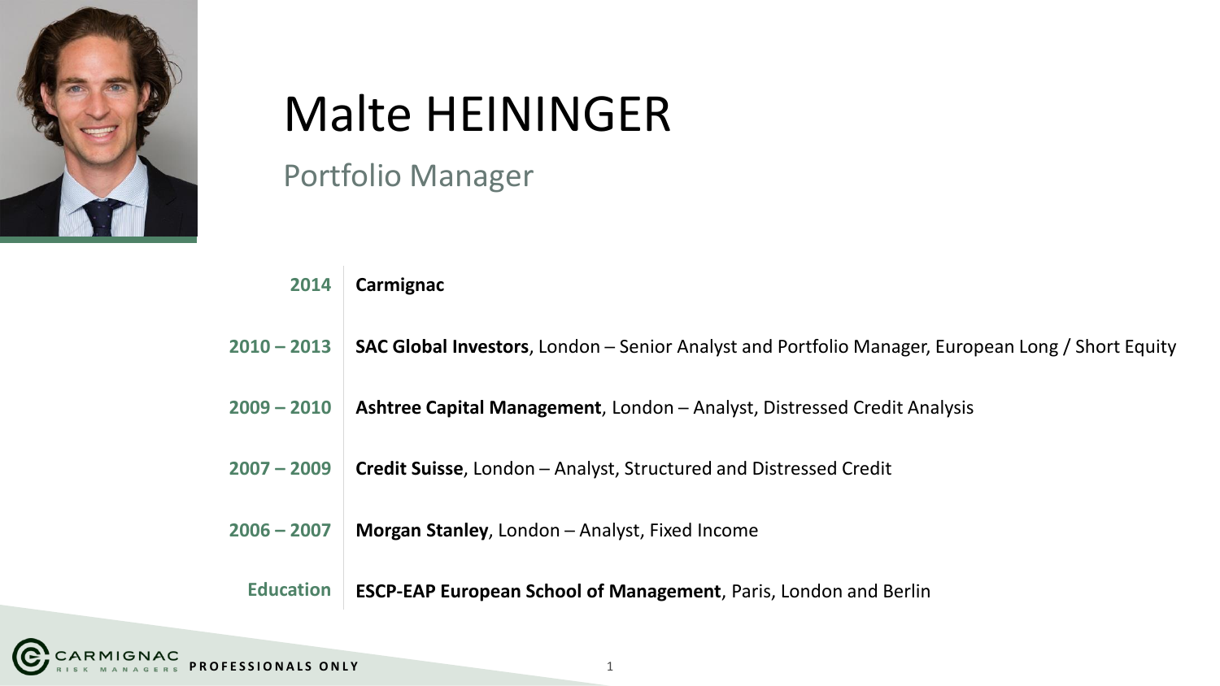# Malte HEININGER

## Portfolio Manager

| | |
|---|---|
| **2014** | **Carmignac** |
| **2010 – 2013** | **SAC Global Investors**, London – Senior Analyst and Portfolio Manager, European Long / Short Equity |
| **2009 – 2010** | **Ashtree Capital Management**, London – Analyst, Distressed Credit Analysis |
| **2007 – 2009** | **Credit Suisse**, London – Analyst, Structured and Distressed Credit |
| **2006 – 2007** | **Morgan Stanley**, London – Analyst, Fixed Income |
| **Education** | **ESCP-EAP European School of Management**, Paris, London and Berlin |

PROFESSIONALS ONLY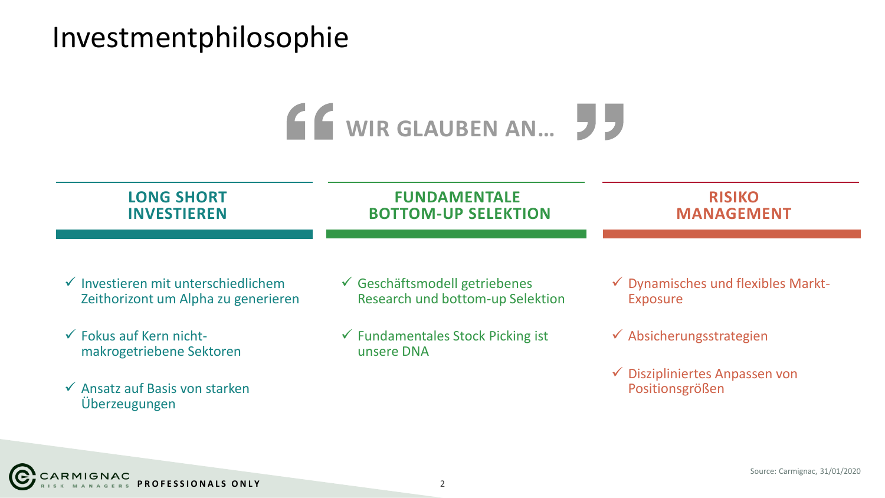# Investmentphilosophie

## WIR GLAUBEN AN…

### LONG SHORT INVESTIEREN

- ✓ Investieren mit unterschiedlichem Zeithorizont um Alpha zu generieren
- ✓ Fokus auf Kern nicht-makrogetriebene Sektoren
- ✓ Ansatz auf Basis von starken Überzeugungen

### FUNDAMENTALE BOTTOM-UP SELEKTION

- ✓ Geschäftsmodell getriebenes Research und bottom-up Selektion
- ✓ Fundamentales Stock Picking ist unsere DNA

### RISIKO MANAGEMENT

- ✓ Dynamisches und flexibles Markt-Exposure
- ✓ Absicherungsstrategien
- ✓ Diszipliniertes Anpassen von Positionsgrößen

Source: Carmignac, 31/01/2020

PROFESSIONALS ONLY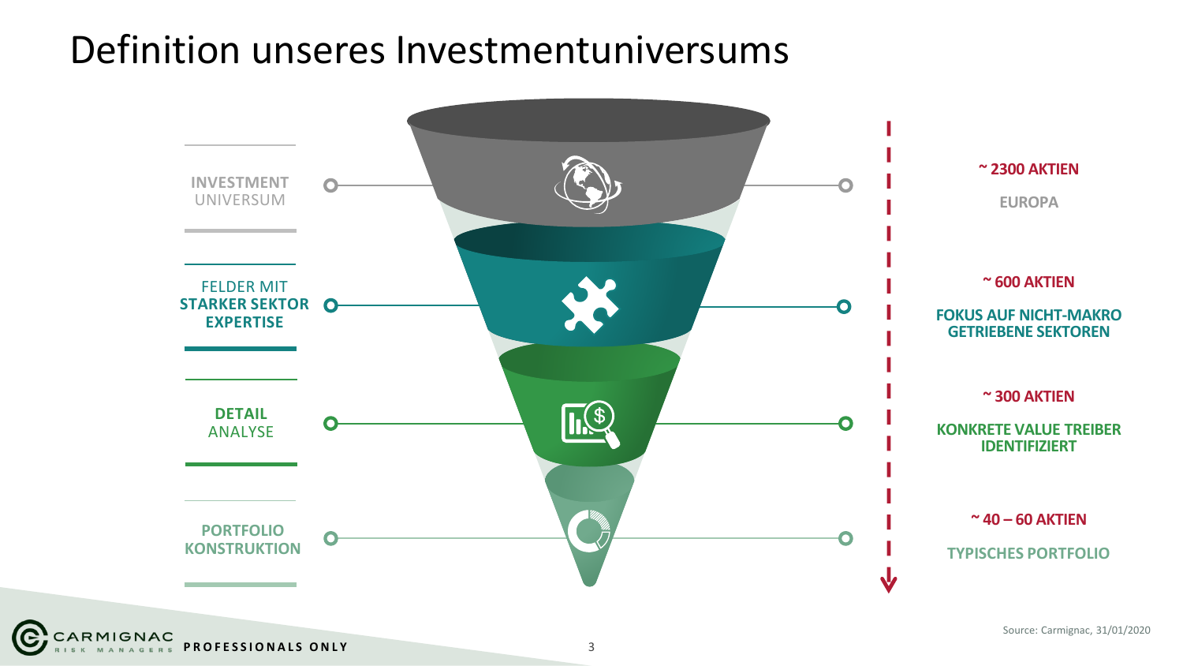# Definition unseres Investmentuniversums

| Stufe | Anzahl | Beschreibung |
| --- | --- | --- |
| INVESTMENT UNIVERSUM | ~ 2300 AKTIEN | EUROPA |
| FELDER MIT STARKER SEKTOR EXPERTISE | ~ 600 AKTIEN | FOKUS AUF NICHT-MAKRO GETRIEBENE SEKTOREN |
| DETAIL ANALYSE | ~ 300 AKTIEN | KONKRETE VALUE TREIBER IDENTIFIZIERT |
| PORTFOLIO KONSTRUKTION | ~ 40 – 60 AKTIEN | TYPISCHES PORTFOLIO |

Source: Carmignac, 31/01/2020

PROFESSIONALS ONLY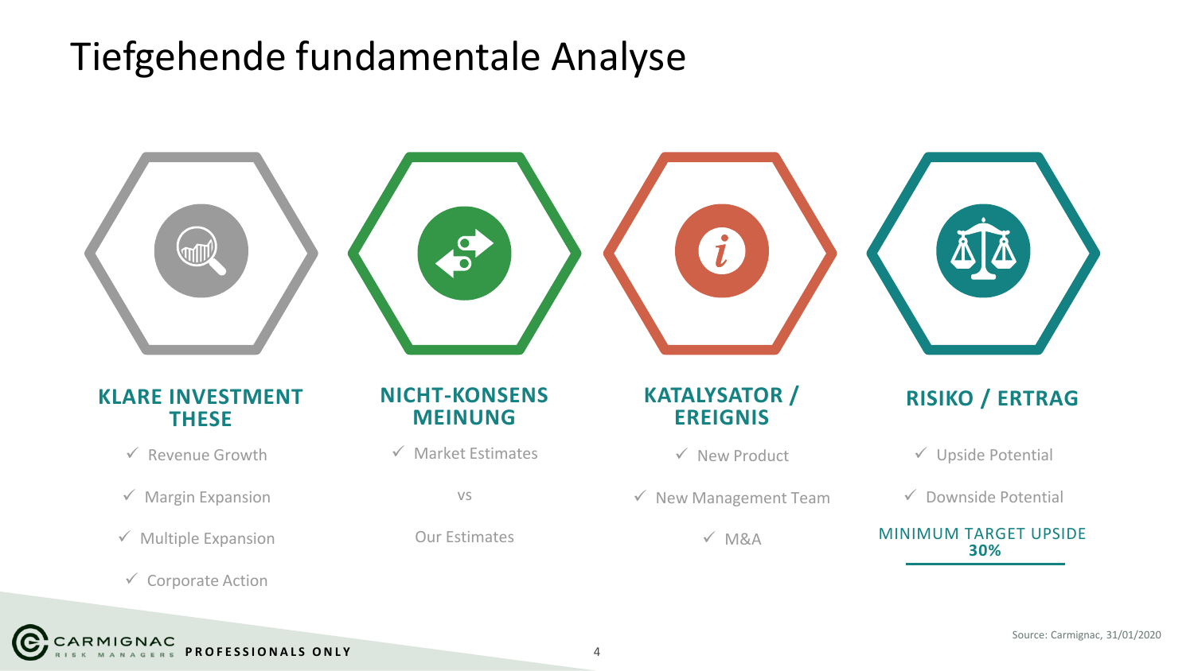# Tiefgehende fundamentale Analyse

## KLARE INVESTMENT THESE

- ✓ Revenue Growth
- ✓ Margin Expansion
- ✓ Multiple Expansion
- ✓ Corporate Action

## NICHT-KONSENS MEINUNG

- ✓ Market Estimates

vs

Our Estimates

## KATALYSATOR / EREIGNIS

- ✓ New Product
- ✓ New Management Team
- ✓ M&A

## RISIKO / ERTRAG

- ✓ Upside Potential
- ✓ Downside Potential

MINIMUM TARGET UPSIDE **30%**

Source: Carmignac, 31/01/2020

PROFESSIONALS ONLY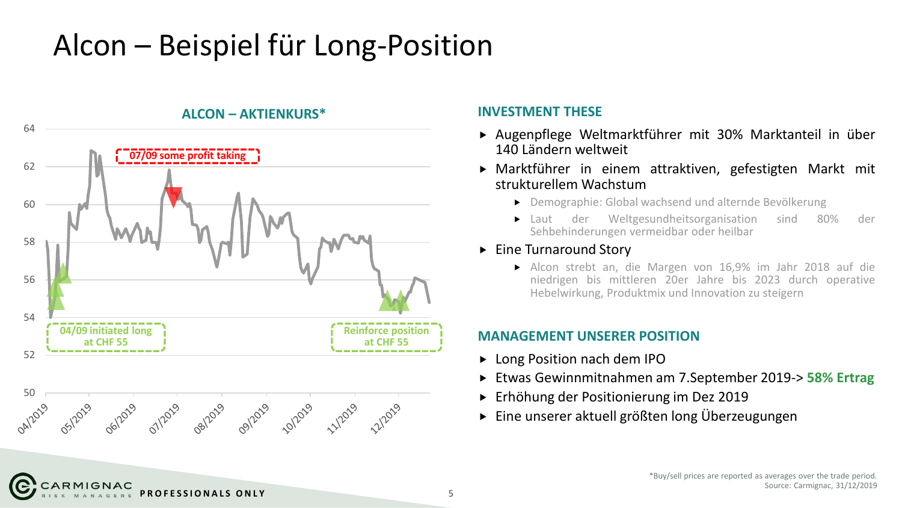# Alcon – Beispiel für Long-Position

**ALCON – AKTIENKURS***

64
62
60
58
56
54
52
50

04/2019 05/2019 06/2019 07/2019 08/2019 09/2019 10/2019 11/2019 12/2019

07/09 some profit taking

04/09 initiated long at CHF 55

Reinforce position at CHF 55

### INVESTMENT THESE

- Augenpflege Weltmarktführer mit 30% Marktanteil in über 140 Ländern weltweit
- Marktführer in einem attraktiven, gefestigten Markt mit strukturellem Wachstum
  - Demographie: Global wachsend und alternde Bevölkerung
  - Laut der Weltgesundheitsorganisation sind 80% der Sehbehinderungen vermeidbar oder heilbar
- Eine Turnaround Story
  - Alcon strebt an, die Margen von 16,9% im Jahr 2018 auf die niedrigen bis mittleren 20er Jahre bis 2023 durch operative Hebelwirkung, Produktmix und Innovation zu steigern

### MANAGEMENT UNSERER POSITION

- Long Position nach dem IPO
- Etwas Gewinnmitnahmen am 7.September 2019-> **58% Ertrag**
- Erhöhung der Positionierung im Dez 2019
- Eine unserer aktuell größten long Überzeugungen

*Buy/sell prices are reported as averages over the trade period.
Source: Carmignac, 31/12/2019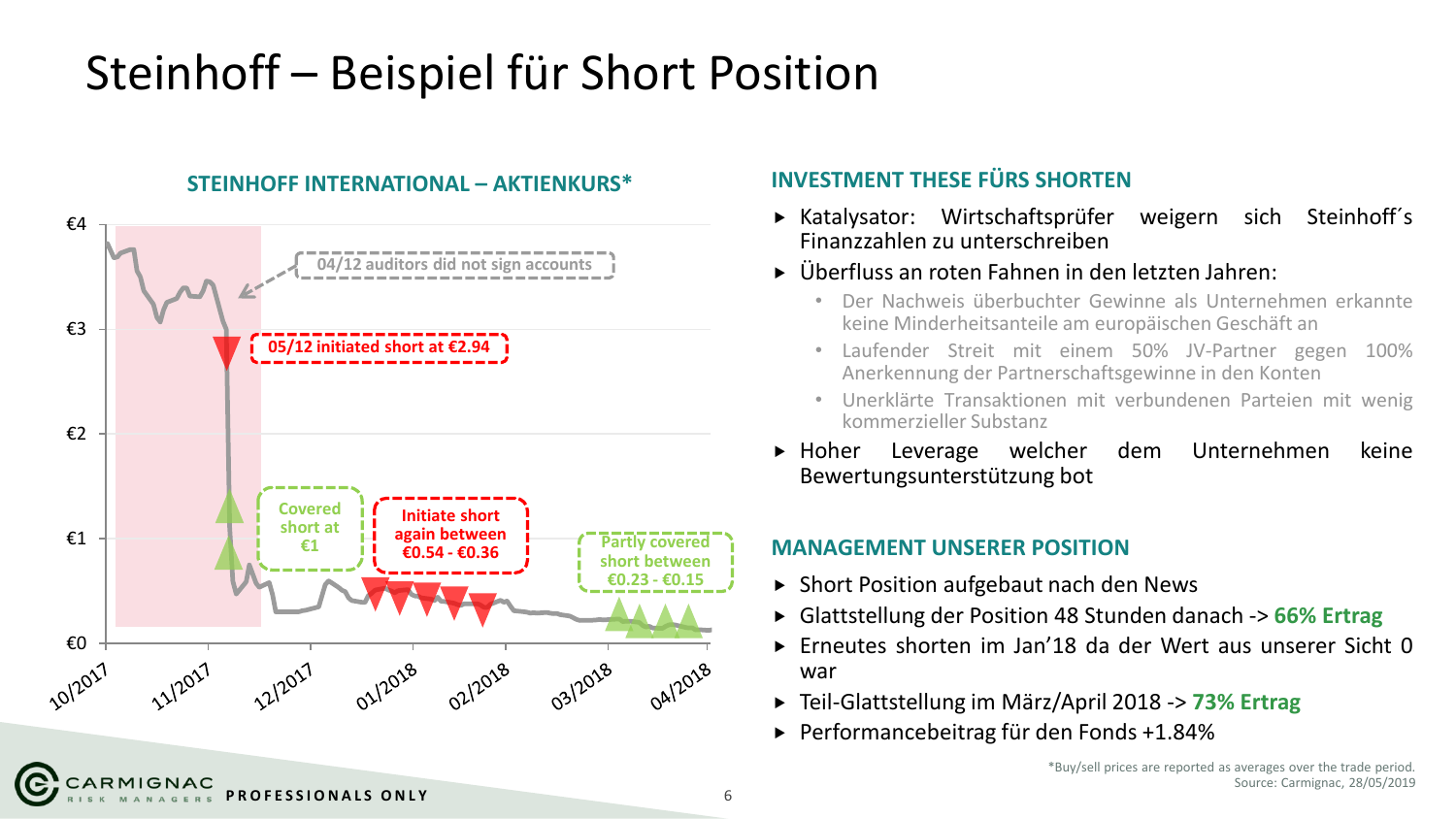# Steinhoff – Beispiel für Short Position

## STEINHOFF INTERNATIONAL – AKTIENKURS*

€4

€3

€2

€1

€0

10/2017 11/2017 12/2017 01/2018 02/2018 03/2018 04/2018

04/12 auditors did not sign accounts

05/12 initiated short at €2.94

Covered short at €1

Initiate short again between €0.54 - €0.36

Partly covered short between €0.23 - €0.15

## INVESTMENT THESE FÜRS SHORTEN

- Katalysator: Wirtschaftsprüfer weigern sich Steinhoff´s Finanzzahlen zu unterschreiben
- Überfluss an roten Fahnen in den letzten Jahren:
  - Der Nachweis überbuchter Gewinne als Unternehmen erkannte keine Minderheitsanteile am europäischen Geschäft an
  - Laufender Streit mit einem 50% JV-Partner gegen 100% Anerkennung der Partnerschaftsgewinne in den Konten
  - Unerklärte Transaktionen mit verbundenen Parteien mit wenig kommerzieller Substanz
- Hoher Leverage welcher dem Unternehmen keine Bewertungsunterstützung bot

## MANAGEMENT UNSERER POSITION

- Short Position aufgebaut nach den News
- Glattstellung der Position 48 Stunden danach -> **66% Ertrag**
- Erneutes shorten im Jan'18 da der Wert aus unserer Sicht 0 war
- Teil-Glattstellung im März/April 2018 -> **73% Ertrag**
- Performancebeitrag für den Fonds +1.84%

*Buy/sell prices are reported as averages over the trade period.
Source: Carmignac, 28/05/2019

PROFESSIONALS ONLY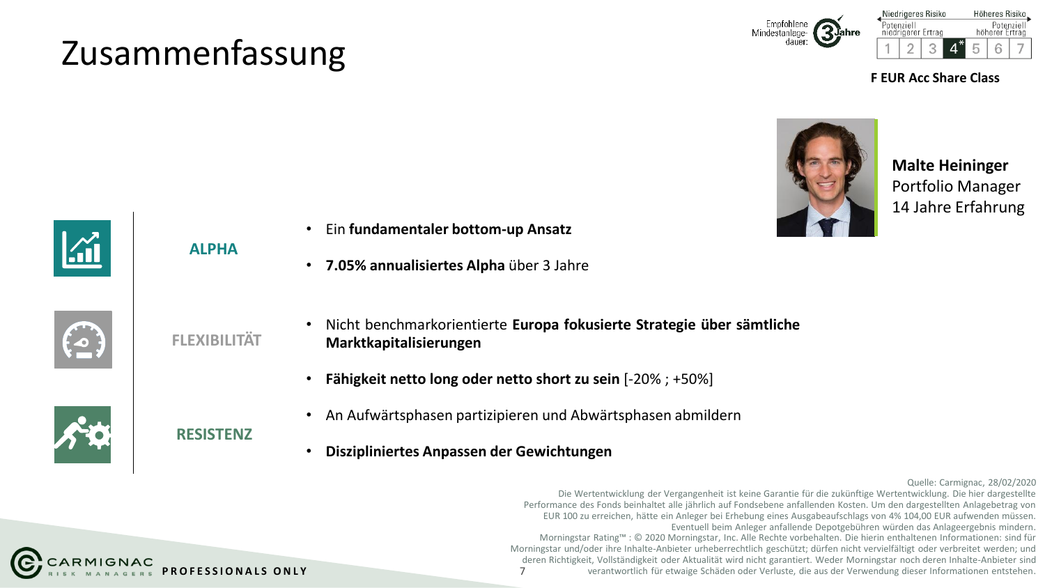# Zusammenfassung

Empfohlene Mindestanlagedauer: 3 Jahre

| Niedrigeres Risiko | | | | | | Höheres Risiko |
|---|---|---|---|---|---|---|
| Potenziell niedrigerer Ertrag | | | | | | Potenziell höherer Ertrag |
| 1 | 2 | 3 | 4* | 5 | 6 | 7 |

**F EUR Acc Share Class**

**Malte Heininger**
Portfolio Manager
14 Jahre Erfahrung

**ALPHA**

- Ein **fundamentaler bottom-up Ansatz**
- **7.05% annualisiertes Alpha** über 3 Jahre

**FLEXIBILITÄT**

- Nicht benchmarkorientierte **Europa fokusierte Strategie über sämtliche Marktkapitalisierungen**
- **Fähigkeit netto long oder netto short zu sein** [-20% ; +50%]

**RESISTENZ**

- An Aufwärtsphasen partizipieren und Abwärtsphasen abmildern
- **Diszipliniertes Anpassen der Gewichtungen**

Quelle: Carmignac, 28/02/2020

Die Wertentwicklung der Vergangenheit ist keine Garantie für die zukünftige Wertentwicklung. Die hier dargestellte Performance des Fonds beinhaltet alle jährlich auf Fondsebene anfallenden Kosten. Um den dargestellten Anlagebetrag von EUR 100 zu erreichen, hätte ein Anleger bei Erhebung eines Ausgabeaufschlags von 4% 104,00 EUR aufwenden müssen. Eventuell beim Anleger anfallende Depotgebühren würden das Anlageergebnis mindern.

Morningstar Rating™ : © 2020 Morningstar, Inc. Alle Rechte vorbehalten. Die hierin enthaltenen Informationen: sind für Morningstar und/oder ihre Inhalte-Anbieter urheberrechtlich geschützt; dürfen nicht vervielfältigt oder verbreitet werden; und deren Richtigkeit, Vollständigkeit oder Aktualität wird nicht garantiert. Weder Morningstar noch deren Inhalte-Anbieter sind verantwortlich für etwaige Schäden oder Verluste, die aus der Verwendung dieser Informationen entstehen.

CARMIGNAC RISK MANAGERS **PROFESSIONALS ONLY**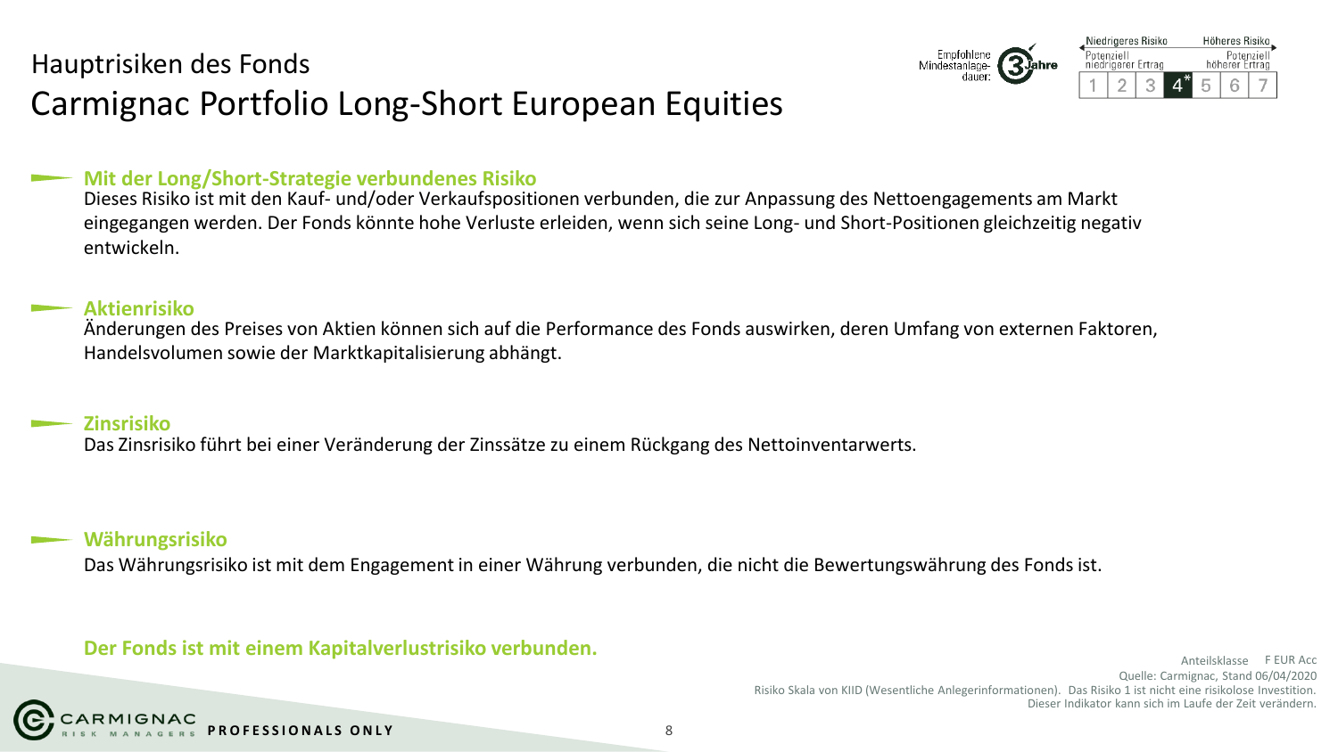# Hauptrisiken des Fonds

## Carmignac Portfolio Long-Short European Equities

Empfohlene Mindestanlage-dauer: 3 Jahre

| Niedrigeres Risiko | | | | | | Höheres Risiko |
|---|---|---|---|---|---|---|
| Potenziell niedrigerer Ertrag | | | | | | Potenziell höherer Ertrag |
| 1 | 2 | 3 | 4* | 5 | 6 | 7 |

### Mit der Long/Short-Strategie verbundenes Risiko

Dieses Risiko ist mit den Kauf- und/oder Verkaufspositionen verbunden, die zur Anpassung des Nettoengagements am Markt eingegangen werden. Der Fonds könnte hohe Verluste erleiden, wenn sich seine Long- und Short-Positionen gleichzeitig negativ entwickeln.

### Aktienrisiko

Änderungen des Preises von Aktien können sich auf die Performance des Fonds auswirken, deren Umfang von externen Faktoren, Handelsvolumen sowie der Marktkapitalisierung abhängt.

### Zinsrisiko

Das Zinsrisiko führt bei einer Veränderung der Zinssätze zu einem Rückgang des Nettoinventarwerts.

### Währungsrisiko

Das Währungsrisiko ist mit dem Engagement in einer Währung verbunden, die nicht die Bewertungswährung des Fonds ist.

**Der Fonds ist mit einem Kapitalverlustrisiko verbunden.**

Anteilsklasse F EUR Acc

Quelle: Carmignac, Stand 06/04/2020

Risiko Skala von KIID (Wesentliche Anlegerinformationen). Das Risiko 1 ist nicht eine risikolose Investition. Dieser Indikator kann sich im Laufe der Zeit verändern.

CARMIGNAC RISK MANAGERS PROFESSIONALS ONLY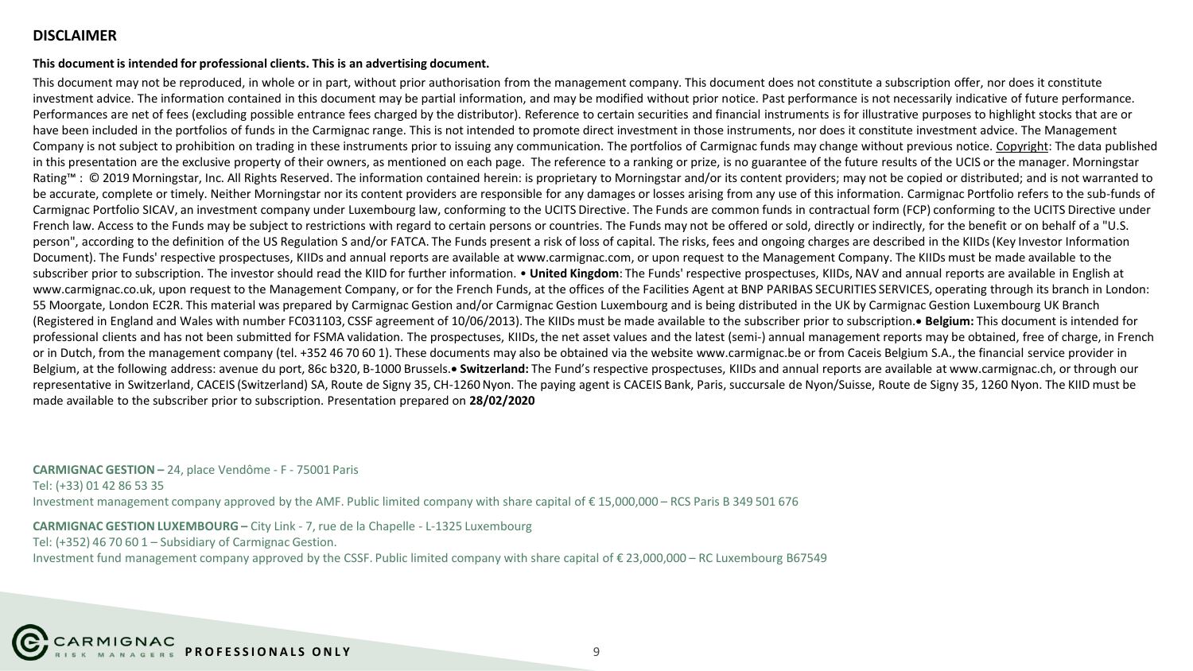## DISCLAIMER

**This document is intended for professional clients. This is an advertising document.**

This document may not be reproduced, in whole or in part, without prior authorisation from the management company. This document does not constitute a subscription offer, nor does it constitute investment advice. The information contained in this document may be partial information, and may be modified without prior notice. Past performance is not necessarily indicative of future performance. Performances are net of fees (excluding possible entrance fees charged by the distributor). Reference to certain securities and financial instruments is for illustrative purposes to highlight stocks that are or have been included in the portfolios of funds in the Carmignac range. This is not intended to promote direct investment in those instruments, nor does it constitute investment advice. The Management Company is not subject to prohibition on trading in these instruments prior to issuing any communication. The portfolios of Carmignac funds may change without previous notice. Copyright: The data published in this presentation are the exclusive property of their owners, as mentioned on each page. The reference to a ranking or prize, is no guarantee of the future results of the UCIS or the manager. Morningstar Rating™ : © 2019 Morningstar, Inc. All Rights Reserved. The information contained herein: is proprietary to Morningstar and/or its content providers; may not be copied or distributed; and is not warranted to be accurate, complete or timely. Neither Morningstar nor its content providers are responsible for any damages or losses arising from any use of this information. Carmignac Portfolio refers to the sub-funds of Carmignac Portfolio SICAV, an investment company under Luxembourg law, conforming to the UCITS Directive. The Funds are common funds in contractual form (FCP) conforming to the UCITS Directive under French law. Access to the Funds may be subject to restrictions with regard to certain persons or countries. The Funds may not be offered or sold, directly or indirectly, for the benefit or on behalf of a "U.S. person", according to the definition of the US Regulation S and/or FATCA. The Funds present a risk of loss of capital. The risks, fees and ongoing charges are described in the KIIDs (Key Investor Information Document). The Funds' respective prospectuses, KIIDs and annual reports are available at www.carmignac.com, or upon request to the Management Company. The KIIDs must be made available to the subscriber prior to subscription. The investor should read the KIID for further information. • **United Kingdom**: The Funds' respective prospectuses, KIIDs, NAV and annual reports are available in English at www.carmignac.co.uk, upon request to the Management Company, or for the French Funds, at the offices of the Facilities Agent at BNP PARIBAS SECURITIES SERVICES, operating through its branch in London: 55 Moorgate, London EC2R. This material was prepared by Carmignac Gestion and/or Carmignac Gestion Luxembourg and is being distributed in the UK by Carmignac Gestion Luxembourg UK Branch (Registered in England and Wales with number FC031103, CSSF agreement of 10/06/2013). The KIIDs must be made available to the subscriber prior to subscription.• **Belgium:** This document is intended for professional clients and has not been submitted for FSMA validation. The prospectuses, KIIDs, the net asset values and the latest (semi-) annual management reports may be obtained, free of charge, in French or in Dutch, from the management company (tel. +352 46 70 60 1). These documents may also be obtained via the website www.carmignac.be or from Caceis Belgium S.A., the financial service provider in Belgium, at the following address: avenue du port, 86c b320, B-1000 Brussels.• **Switzerland:** The Fund's respective prospectuses, KIIDs and annual reports are available at www.carmignac.ch, or through our representative in Switzerland, CACEIS (Switzerland) SA, Route de Signy 35, CH-1260 Nyon. The paying agent is CACEIS Bank, Paris, succursale de Nyon/Suisse, Route de Signy 35, 1260 Nyon. The KIID must be made available to the subscriber prior to subscription. Presentation prepared on **28/02/2020**

**CARMIGNAC GESTION –** 24, place Vendôme - F - 75001 Paris
Tel: (+33) 01 42 86 53 35
Investment management company approved by the AMF. Public limited company with share capital of € 15,000,000 – RCS Paris B 349 501 676

**CARMIGNAC GESTION LUXEMBOURG –** City Link - 7, rue de la Chapelle - L-1325 Luxembourg
Tel: (+352) 46 70 60 1 – Subsidiary of Carmignac Gestion.
Investment fund management company approved by the CSSF. Public limited company with share capital of € 23,000,000 – RC Luxembourg B67549